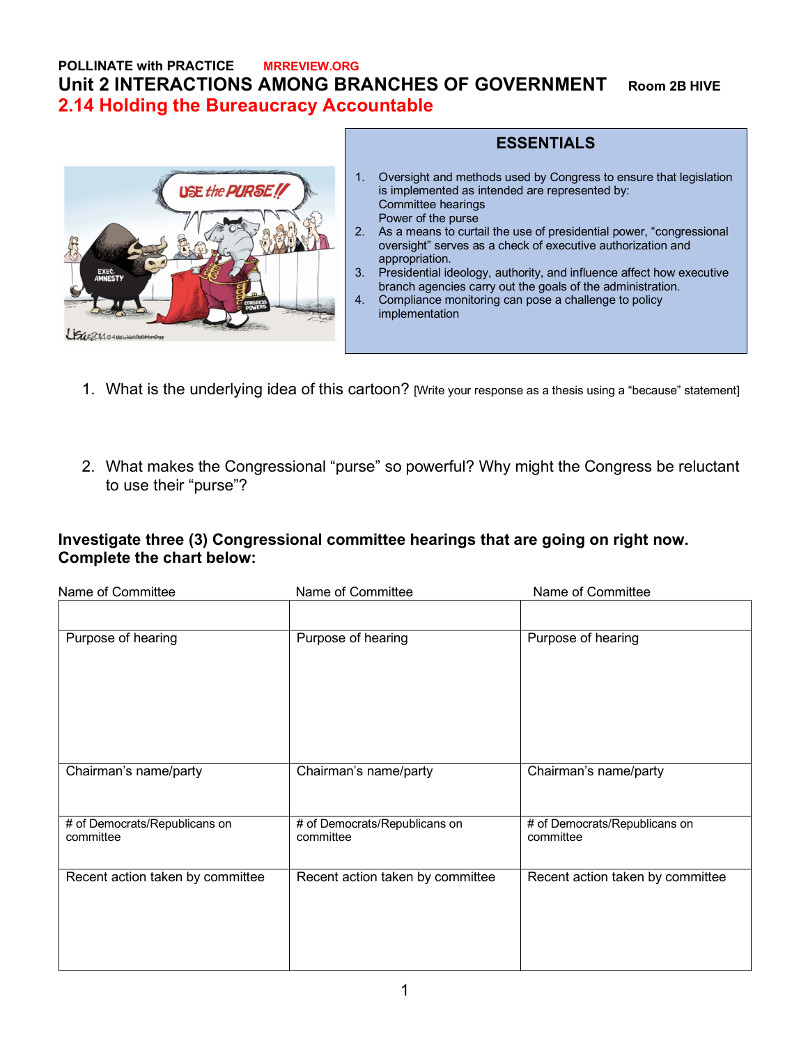**POLLINATE with PRACTICE** MRREVIEW.ORG

# Unit 2 INTERACTIONS AMONG BRANCHES OF GOVERNMENT Room 2B HIVE

## 2.14 Holding the Bureaucracy Accountable

### ESSENTIALS

1. Oversight and methods used by Congress to ensure that legislation is implemented as intended are represented by:
   Committee hearings
   Power of the purse
2. As a means to curtail the use of presidential power, "congressional oversight" serves as a check of executive authorization and appropriation.
3. Presidential ideology, authority, and influence affect how executive branch agencies carry out the goals of the administration.
4. Compliance monitoring can pose a challenge to policy implementation

1. What is the underlying idea of this cartoon? [Write your response as a thesis using a "because" statement]

2. What makes the Congressional "purse" so powerful? Why might the Congress be reluctant to use their "purse"?

**Investigate three (3) Congressional committee hearings that are going on right now. Complete the chart below:**

| Name of Committee | Name of Committee | Name of Committee |
|---|---|---|
| | | |
| Purpose of hearing | Purpose of hearing | Purpose of hearing |
| Chairman's name/party | Chairman's name/party | Chairman's name/party |
| # of Democrats/Republicans on committee | # of Democrats/Republicans on committee | # of Democrats/Republicans on committee |
| Recent action taken by committee | Recent action taken by committee | Recent action taken by committee |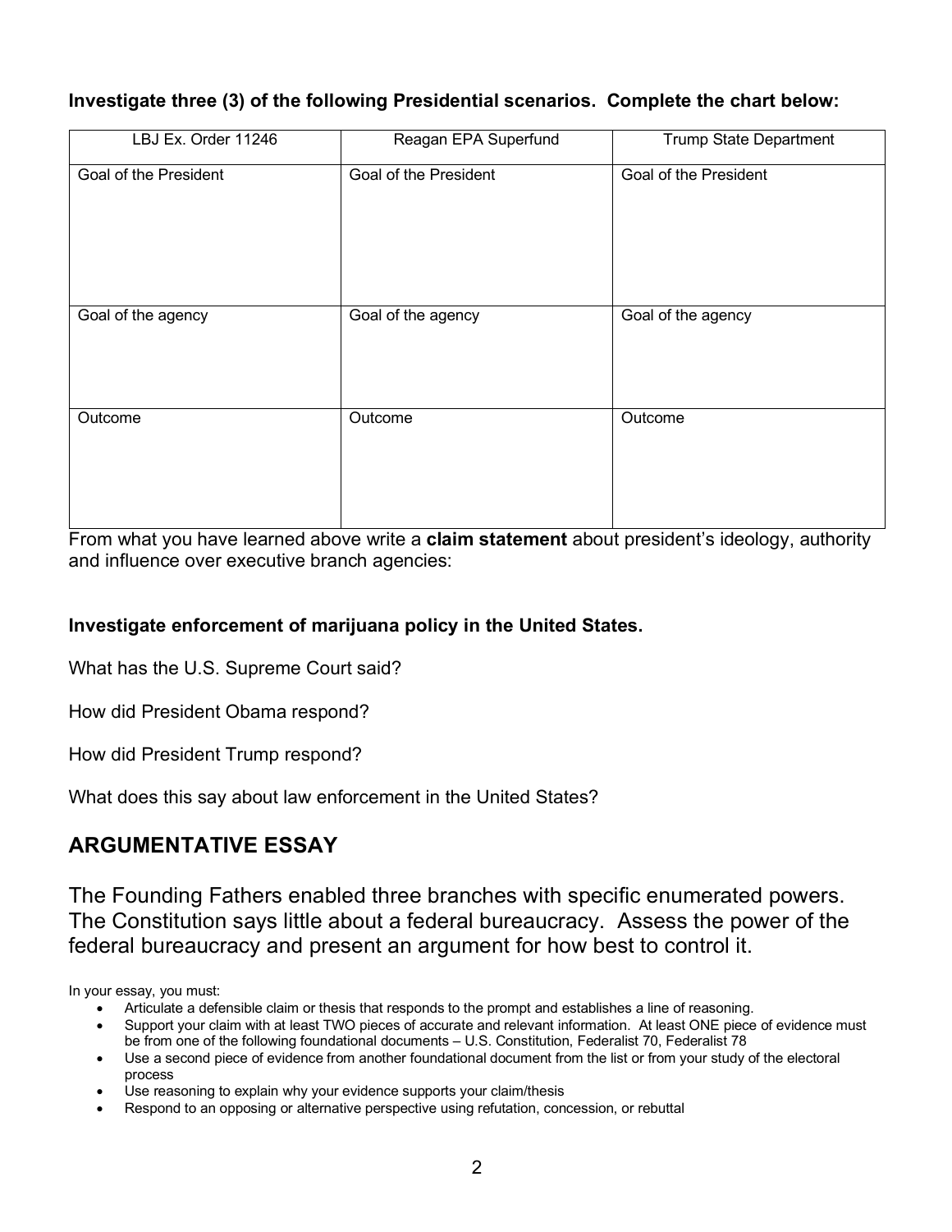**Investigate three (3) of the following Presidential scenarios. Complete the chart below:**

| LBJ Ex. Order 11246 | Reagan EPA Superfund | Trump State Department |
|---|---|---|
| Goal of the President | Goal of the President | Goal of the President |
| Goal of the agency | Goal of the agency | Goal of the agency |
| Outcome | Outcome | Outcome |

From what you have learned above write a **claim statement** about president's ideology, authority and influence over executive branch agencies:

**Investigate enforcement of marijuana policy in the United States.**

What has the U.S. Supreme Court said?

How did President Obama respond?

How did President Trump respond?

What does this say about law enforcement in the United States?

## ARGUMENTATIVE ESSAY

The Founding Fathers enabled three branches with specific enumerated powers. The Constitution says little about a federal bureaucracy. Assess the power of the federal bureaucracy and present an argument for how best to control it.

In your essay, you must:

- Articulate a defensible claim or thesis that responds to the prompt and establishes a line of reasoning.
- Support your claim with at least TWO pieces of accurate and relevant information. At least ONE piece of evidence must be from one of the following foundational documents – U.S. Constitution, Federalist 70, Federalist 78
- Use a second piece of evidence from another foundational document from the list or from your study of the electoral process
- Use reasoning to explain why your evidence supports your claim/thesis
- Respond to an opposing or alternative perspective using refutation, concession, or rebuttal